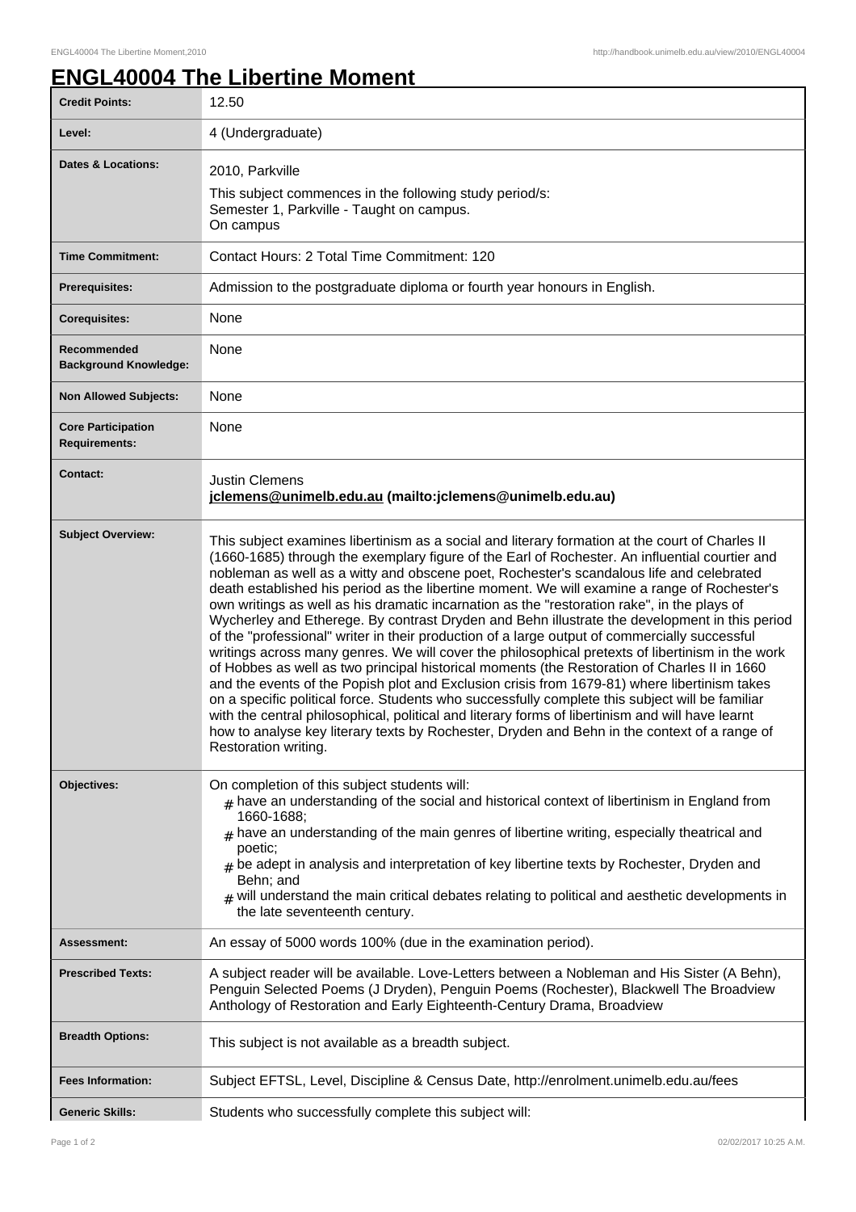# ENGL40004 The Libertine Moment

| | |
|---|---|
| **Credit Points:** | 12.50 |
| **Level:** | 4 (Undergraduate) |
| **Dates & Locations:** | 2010, Parkville<br><br>This subject commences in the following study period/s:<br>Semester 1, Parkville - Taught on campus.<br>On campus |
| **Time Commitment:** | Contact Hours: 2 Total Time Commitment: 120 |
| **Prerequisites:** | Admission to the postgraduate diploma or fourth year honours in English. |
| **Corequisites:** | None |
| **Recommended Background Knowledge:** | None |
| **Non Allowed Subjects:** | None |
| **Core Participation Requirements:** | None |
| **Contact:** | Justin Clemens<br>**jclemens@unimelb.edu.au (mailto:jclemens@unimelb.edu.au)** |
| **Subject Overview:** | This subject examines libertinism as a social and literary formation at the court of Charles II (1660-1685) through the exemplary figure of the Earl of Rochester. An influential courtier and nobleman as well as a witty and obscene poet, Rochester's scandalous life and celebrated death established his period as the libertine moment. We will examine a range of Rochester's own writings as well as his dramatic incarnation as the "restoration rake", in the plays of Wycherley and Etherege. By contrast Dryden and Behn illustrate the development in this period of the "professional" writer in their production of a large output of commercially successful writings across many genres. We will cover the philosophical pretexts of libertinism in the work of Hobbes as well as two principal historical moments (the Restoration of Charles II in 1660 and the events of the Popish plot and Exclusion crisis from 1679-81) where libertinism takes on a specific political force. Students who successfully complete this subject will be familiar with the central philosophical, political and literary forms of libertinism and will have learnt how to analyse key literary texts by Rochester, Dryden and Behn in the context of a range of Restoration writing. |
| **Objectives:** | On completion of this subject students will:<br># have an understanding of the social and historical context of libertinism in England from 1660-1688;<br># have an understanding of the main genres of libertine writing, especially theatrical and poetic;<br># be adept in analysis and interpretation of key libertine texts by Rochester, Dryden and Behn; and<br># will understand the main critical debates relating to political and aesthetic developments in the late seventeenth century. |
| **Assessment:** | An essay of 5000 words 100% (due in the examination period). |
| **Prescribed Texts:** | A subject reader will be available. Love-Letters between a Nobleman and His Sister (A Behn), Penguin Selected Poems (J Dryden), Penguin Poems (Rochester), Blackwell The Broadview Anthology of Restoration and Early Eighteenth-Century Drama, Broadview |
| **Breadth Options:** | This subject is not available as a breadth subject. |
| **Fees Information:** | Subject EFTSL, Level, Discipline & Census Date, http://enrolment.unimelb.edu.au/fees |
| **Generic Skills:** | Students who successfully complete this subject will: |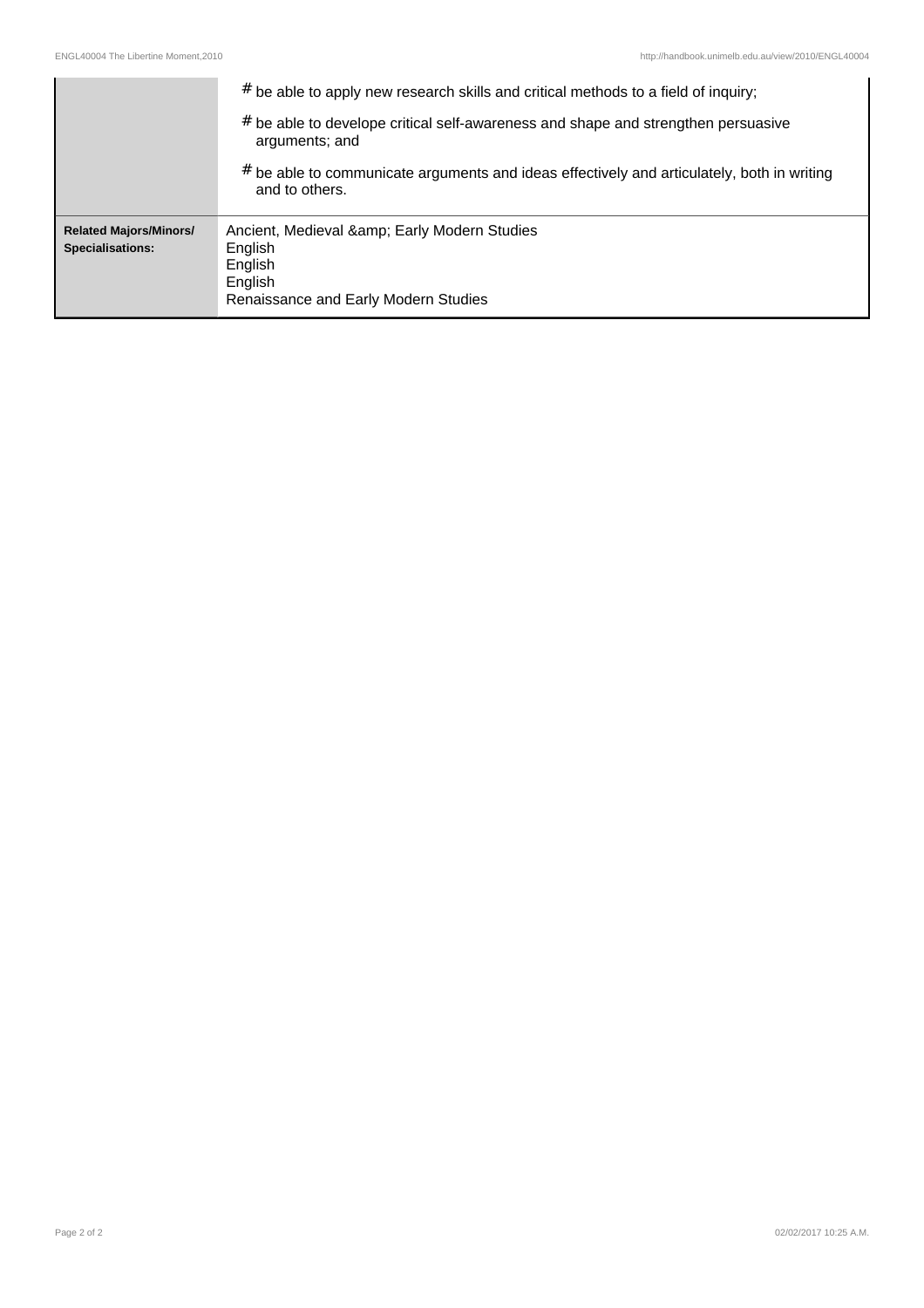| | |
|---|---|
| | # be able to apply new research skills and critical methods to a field of inquiry;<br><br># be able to develope critical self-awareness and shape and strengthen persuasive arguments; and<br><br># be able to communicate arguments and ideas effectively and articulately, both in writing and to others. |
| **Related Majors/Minors/ Specialisations:** | Ancient, Medieval &amp; Early Modern Studies<br>English<br>English<br>English<br>Renaissance and Early Modern Studies |